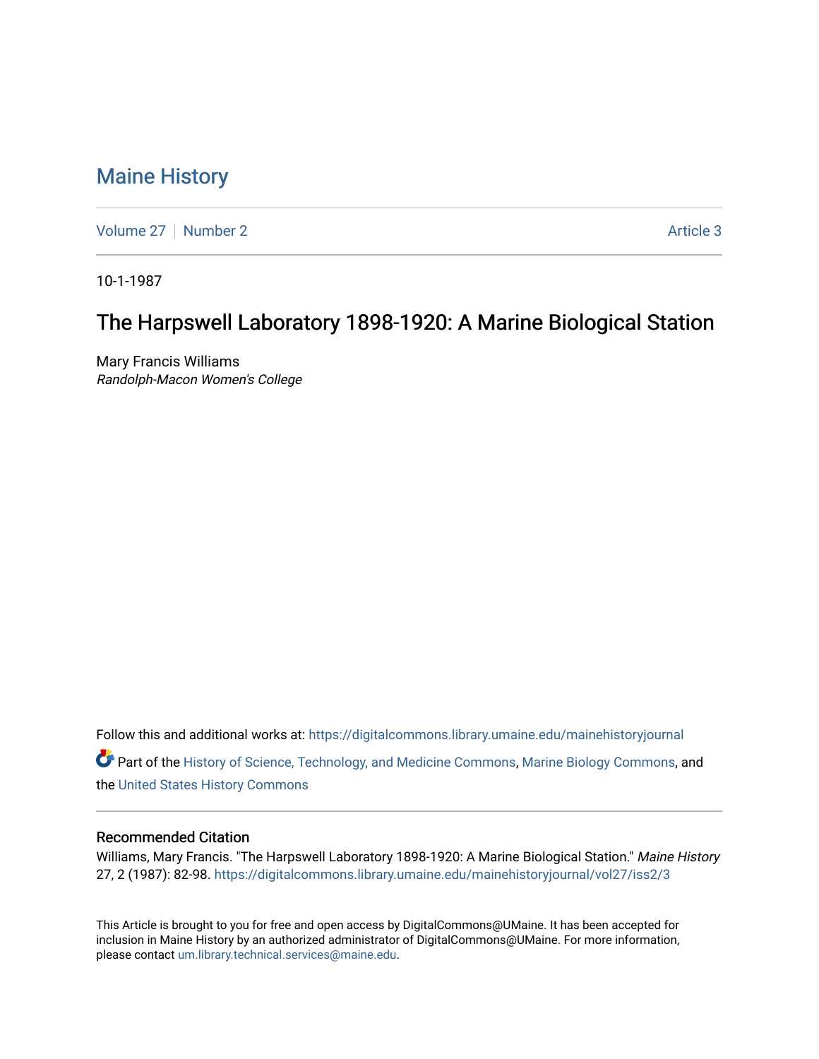# Maine History

Volume 27 | Number 2 | Article 3

10-1-1987

## The Harpswell Laboratory 1898-1920: A Marine Biological Station

Mary Francis Williams
*Randolph-Macon Women's College*

Follow this and additional works at: https://digitalcommons.library.umaine.edu/mainehistoryjournal

Part of the History of Science, Technology, and Medicine Commons, Marine Biology Commons, and the United States History Commons

### Recommended Citation

Williams, Mary Francis. "The Harpswell Laboratory 1898-1920: A Marine Biological Station." *Maine History* 27, 2 (1987): 82-98. https://digitalcommons.library.umaine.edu/mainehistoryjournal/vol27/iss2/3

This Article is brought to you for free and open access by DigitalCommons@UMaine. It has been accepted for inclusion in Maine History by an authorized administrator of DigitalCommons@UMaine. For more information, please contact um.library.technical.services@maine.edu.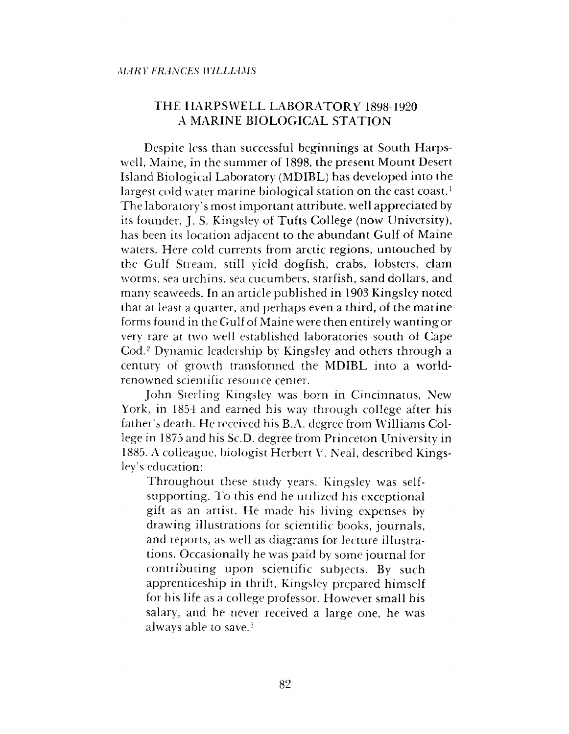*MARY FRANCES WILLIAMS*

# THE HARPSWELL LABORATORY 1898-1920
## A MARINE BIOLOGICAL STATION

Despite less than successful beginnings at South Harpswell, Maine, in the summer of 1898, the present Mount Desert Island Biological Laboratory (MDIBL) has developed into the largest cold water marine biological station on the east coast.[1] The laboratory's most important attribute, well appreciated by its founder, J. S. Kingsley of Tufts College (now University), has been its location adjacent to the abundant Gulf of Maine waters. Here cold currents from arctic regions, untouched by the Gulf Stream, still yield dogfish, crabs, lobsters, clam worms, sea urchins, sea cucumbers, starfish, sand dollars, and many seaweeds. In an article published in 1903 Kingsley noted that at least a quarter, and perhaps even a third, of the marine forms found in the Gulf of Maine were then entirely wanting or very rare at two well established laboratories south of Cape Cod.[2] Dynamic leadership by Kingsley and others through a century of growth transformed the MDIBL into a world-renowned scientific resource center.

John Sterling Kingsley was born in Cincinnatus, New York, in 1854 and earned his way through college after his father's death. He received his B.A. degree from Williams College in 1875 and his Sc.D. degree from Princeton University in 1885. A colleague, biologist Herbert V. Neal, described Kingsley's education:

> Throughout these study years, Kingsley was self-supporting. To this end he utilized his exceptional gift as an artist. He made his living expenses by drawing illustrations for scientific books, journals, and reports, as well as diagrams for lecture illustrations. Occasionally he was paid by some journal for contributing upon scientific subjects. By such apprenticeship in thrift, Kingsley prepared himself for his life as a college professor. However small his salary, and he never received a large one, he was always able to save.[3]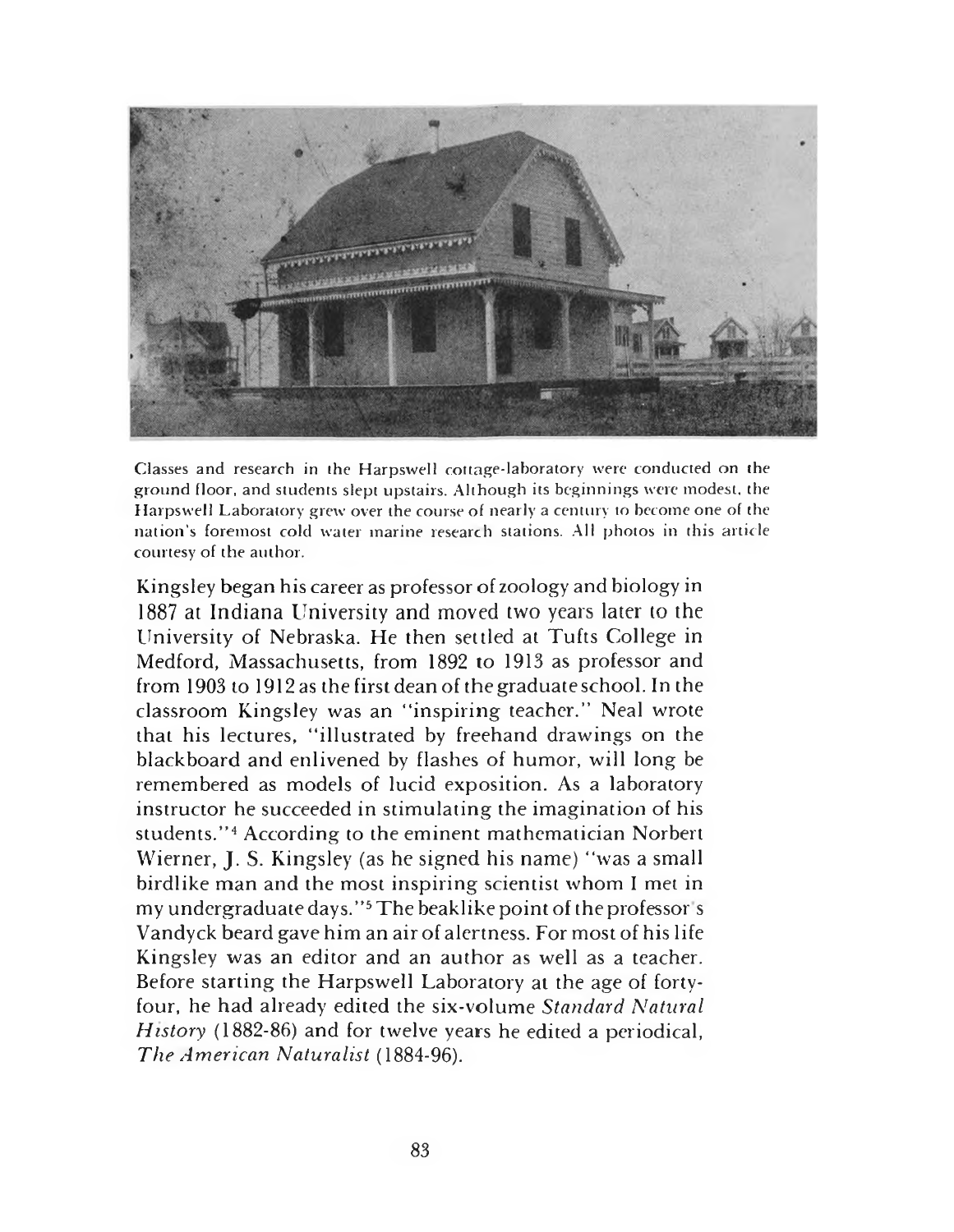Classes and research in the Harpswell cottage-laboratory were conducted on the ground floor, and students slept upstairs. Although its beginnings were modest, the Harpswell Laboratory grew over the course of nearly a century to become one of the nation's foremost cold water marine research stations. All photos in this article courtesy of the author.

Kingsley began his career as professor of zoology and biology in 1887 at Indiana University and moved two years later to the University of Nebraska. He then settled at Tufts College in Medford, Massachusetts, from 1892 to 1913 as professor and from 1903 to 1912 as the first dean of the graduate school. In the classroom Kingsley was an "inspiring teacher." Neal wrote that his lectures, "illustrated by freehand drawings on the blackboard and enlivened by flashes of humor, will long be remembered as models of lucid exposition. As a laboratory instructor he succeeded in stimulating the imagination of his students."[4] According to the eminent mathematician Norbert Wierner, J. S. Kingsley (as he signed his name) "was a small birdlike man and the most inspiring scientist whom I met in my undergraduate days."[5] The beaklike point of the professor's Vandyck beard gave him an air of alertness. For most of his life Kingsley was an editor and an author as well as a teacher. Before starting the Harpswell Laboratory at the age of forty-four, he had already edited the six-volume *Standard Natural History* (1882-86) and for twelve years he edited a periodical, *The American Naturalist* (1884-96).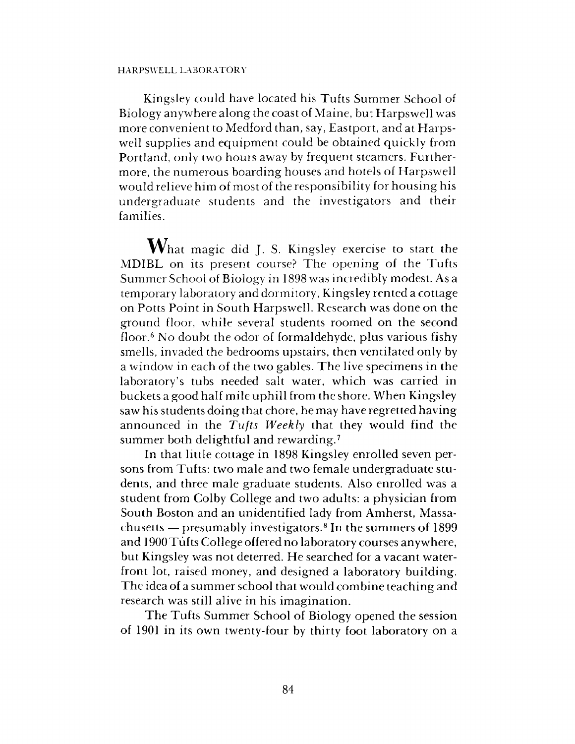Kingsley could have located his Tufts Summer School of Biology anywhere along the coast of Maine, but Harpswell was more convenient to Medford than, say, Eastport, and at Harpswell supplies and equipment could be obtained quickly from Portland, only two hours away by frequent steamers. Furthermore, the numerous boarding houses and hotels of Harpswell would relieve him of most of the responsibility for housing his undergraduate students and the investigators and their families.

What magic did J. S. Kingsley exercise to start the MDIBL on its present course? The opening of the Tufts Summer School of Biology in 1898 was incredibly modest. As a temporary laboratory and dormitory, Kingsley rented a cottage on Potts Point in South Harpswell. Research was done on the ground floor, while several students roomed on the second floor.[6] No doubt the odor of formaldehyde, plus various fishy smells, invaded the bedrooms upstairs, then ventilated only by a window in each of the two gables. The live specimens in the laboratory's tubs needed salt water, which was carried in buckets a good half mile uphill from the shore. When Kingsley saw his students doing that chore, he may have regretted having announced in the *Tufts Weekly* that they would find the summer both delightful and rewarding.[7]

In that little cottage in 1898 Kingsley enrolled seven persons from Tufts: two male and two female undergraduate students, and three male graduate students. Also enrolled was a student from Colby College and two adults: a physician from South Boston and an unidentified lady from Amherst, Massachusetts — presumably investigators.[8] In the summers of 1899 and 1900 Tufts College offered no laboratory courses anywhere, but Kingsley was not deterred. He searched for a vacant waterfront lot, raised money, and designed a laboratory building. The idea of a summer school that would combine teaching and research was still alive in his imagination.

The Tufts Summer School of Biology opened the session of 1901 in its own twenty-four by thirty foot laboratory on a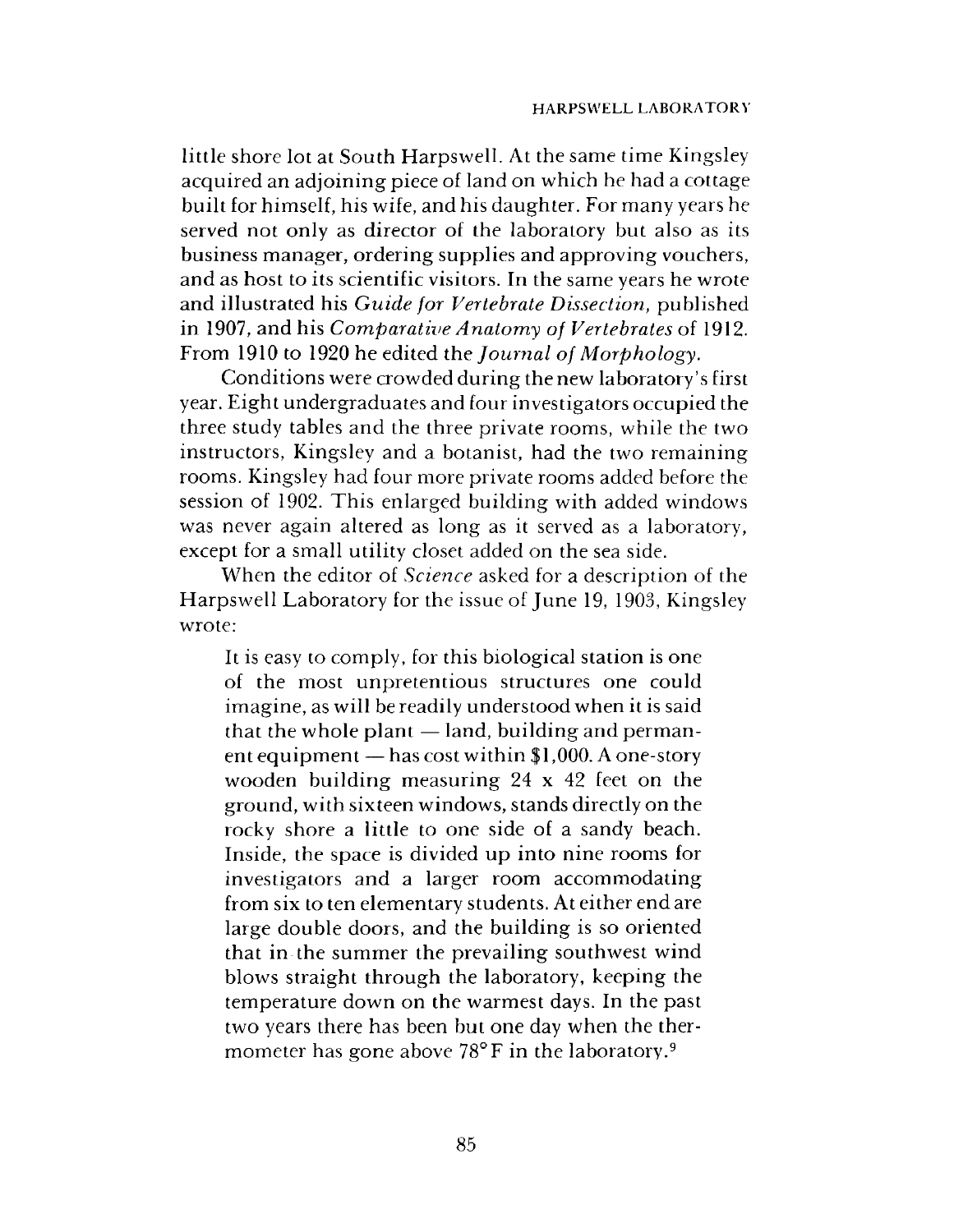little shore lot at South Harpswell. At the same time Kingsley acquired an adjoining piece of land on which he had a cottage built for himself, his wife, and his daughter. For many years he served not only as director of the laboratory but also as its business manager, ordering supplies and approving vouchers, and as host to its scientific visitors. In the same years he wrote and illustrated his *Guide for Vertebrate Dissection*, published in 1907, and his *Comparative Anatomy of Vertebrates* of 1912. From 1910 to 1920 he edited the *Journal of Morphology*.

Conditions were crowded during the new laboratory's first year. Eight undergraduates and four investigators occupied the three study tables and the three private rooms, while the two instructors, Kingsley and a botanist, had the two remaining rooms. Kingsley had four more private rooms added before the session of 1902. This enlarged building with added windows was never again altered as long as it served as a laboratory, except for a small utility closet added on the sea side.

When the editor of *Science* asked for a description of the Harpswell Laboratory for the issue of June 19, 1903, Kingsley wrote:

> It is easy to comply, for this biological station is one of the most unpretentious structures one could imagine, as will be readily understood when it is said that the whole plant — land, building and permanent equipment — has cost within $1,000. A one-story wooden building measuring 24 x 42 feet on the ground, with sixteen windows, stands directly on the rocky shore a little to one side of a sandy beach. Inside, the space is divided up into nine rooms for investigators and a larger room accommodating from six to ten elementary students. At either end are large double doors, and the building is so oriented that in the summer the prevailing southwest wind blows straight through the laboratory, keeping the temperature down on the warmest days. In the past two years there has been but one day when the thermometer has gone above 78°F in the laboratory.[9]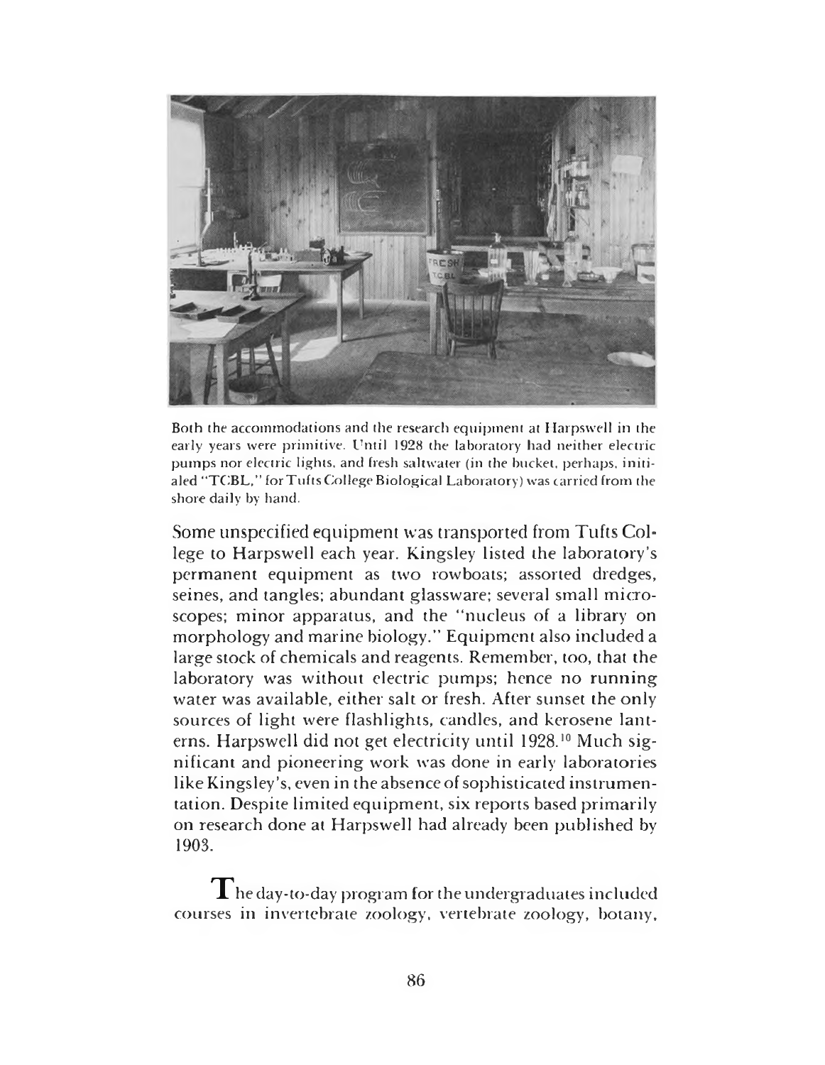Both the accommodations and the research equipment at Harpswell in the early years were primitive. Until 1928 the laboratory had neither electric pumps nor electric lights, and fresh saltwater (in the bucket, perhaps, initialed "TCBL," for Tufts College Biological Laboratory) was carried from the shore daily by hand.

Some unspecified equipment was transported from Tufts College to Harpswell each year. Kingsley listed the laboratory's permanent equipment as two rowboats; assorted dredges, seines, and tangles; abundant glassware; several small microscopes; minor apparatus, and the "nucleus of a library on morphology and marine biology." Equipment also included a large stock of chemicals and reagents. Remember, too, that the laboratory was without electric pumps; hence no running water was available, either salt or fresh. After sunset the only sources of light were flashlights, candles, and kerosene lanterns. Harpswell did not get electricity until 1928.[10] Much significant and pioneering work was done in early laboratories like Kingsley's, even in the absence of sophisticated instrumentation. Despite limited equipment, six reports based primarily on research done at Harpswell had already been published by 1903.

The day-to-day program for the undergraduates included courses in invertebrate zoology, vertebrate zoology, botany,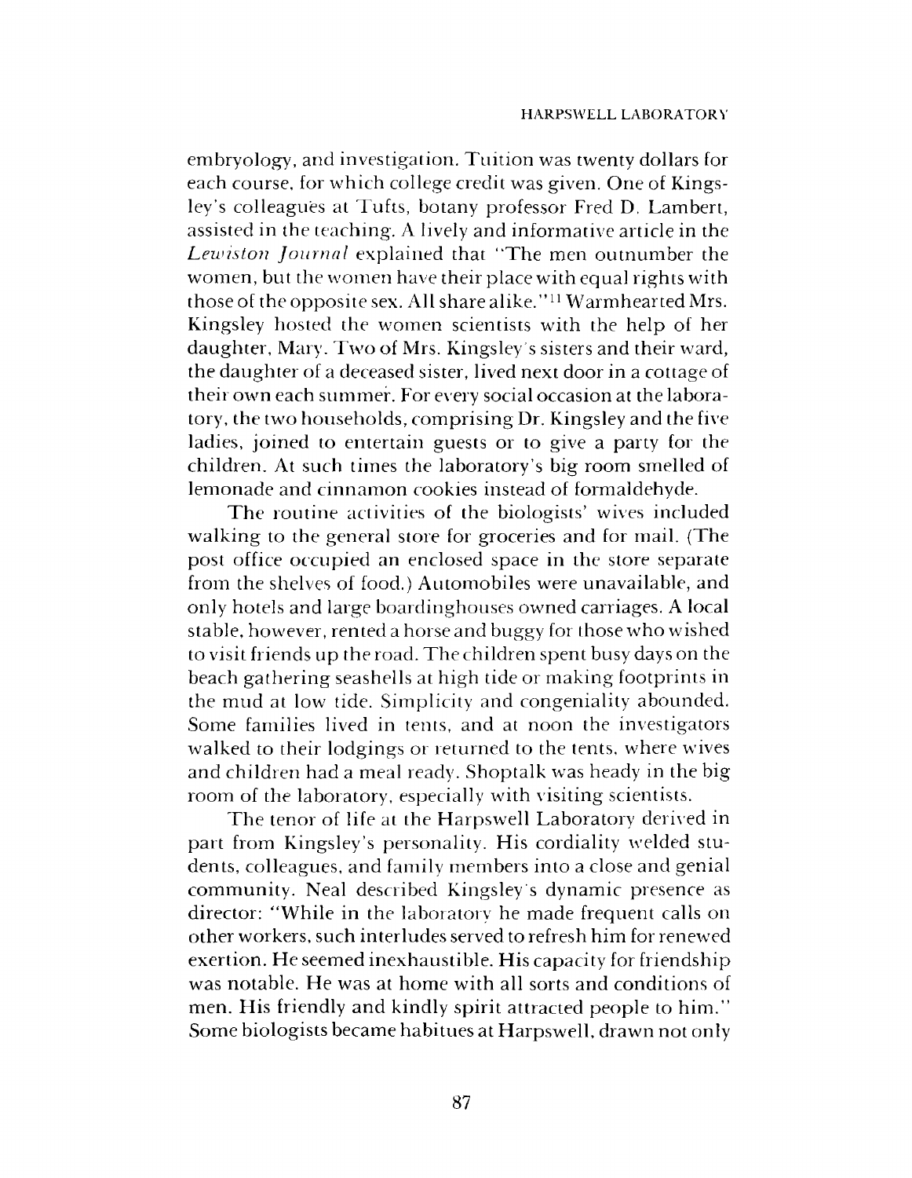embryology, and investigation. Tuition was twenty dollars for each course, for which college credit was given. One of Kingsley's colleagues at Tufts, botany professor Fred D. Lambert, assisted in the teaching. A lively and informative article in the *Lewiston Journal* explained that "The men outnumber the women, but the women have their place with equal rights with those of the opposite sex. All share alike."[11] Warmhearted Mrs. Kingsley hosted the women scientists with the help of her daughter, Mary. Two of Mrs. Kingsley's sisters and their ward, the daughter of a deceased sister, lived next door in a cottage of their own each summer. For every social occasion at the laboratory, the two households, comprising Dr. Kingsley and the five ladies, joined to entertain guests or to give a party for the children. At such times the laboratory's big room smelled of lemonade and cinnamon cookies instead of formaldehyde.

The routine activities of the biologists' wives included walking to the general store for groceries and for mail. (The post office occupied an enclosed space in the store separate from the shelves of food.) Automobiles were unavailable, and only hotels and large boardinghouses owned carriages. A local stable, however, rented a horse and buggy for those who wished to visit friends up the road. The children spent busy days on the beach gathering seashells at high tide or making footprints in the mud at low tide. Simplicity and congeniality abounded. Some families lived in tents, and at noon the investigators walked to their lodgings or returned to the tents, where wives and children had a meal ready. Shoptalk was heady in the big room of the laboratory, especially with visiting scientists.

The tenor of life at the Harpswell Laboratory derived in part from Kingsley's personality. His cordiality welded students, colleagues, and family members into a close and genial community. Neal described Kingsley's dynamic presence as director: "While in the laboratory he made frequent calls on other workers, such interludes served to refresh him for renewed exertion. He seemed inexhaustible. His capacity for friendship was notable. He was at home with all sorts and conditions of men. His friendly and kindly spirit attracted people to him." Some biologists became habitues at Harpswell, drawn not only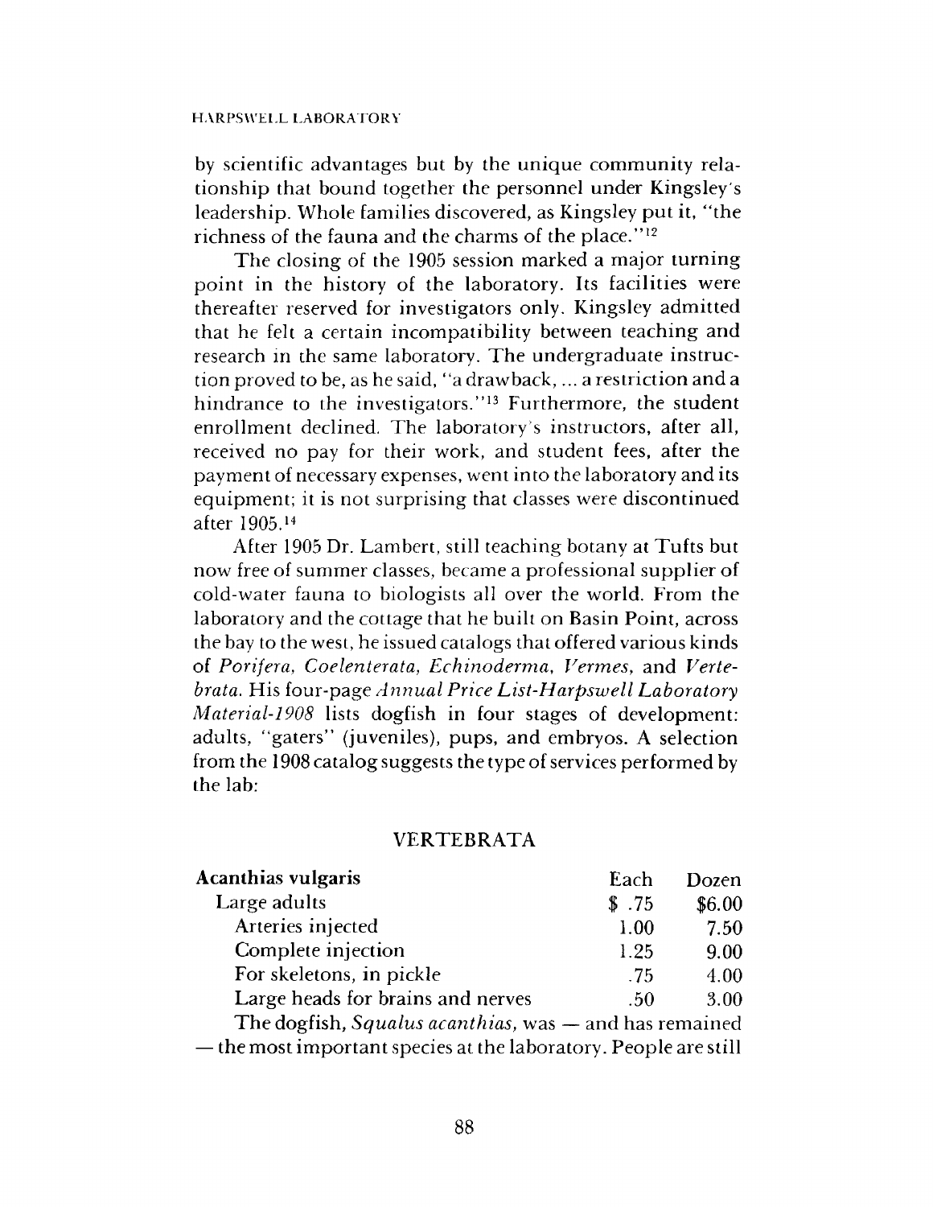by scientific advantages but by the unique community relationship that bound together the personnel under Kingsley's leadership. Whole families discovered, as Kingsley put it, "the richness of the fauna and the charms of the place."[12]

The closing of the 1905 session marked a major turning point in the history of the laboratory. Its facilities were thereafter reserved for investigators only. Kingsley admitted that he felt a certain incompatibility between teaching and research in the same laboratory. The undergraduate instruction proved to be, as he said, "a drawback, ... a restriction and a hindrance to the investigators."[13] Furthermore, the student enrollment declined. The laboratory's instructors, after all, received no pay for their work, and student fees, after the payment of necessary expenses, went into the laboratory and its equipment; it is not surprising that classes were discontinued after 1905.[14]

After 1905 Dr. Lambert, still teaching botany at Tufts but now free of summer classes, became a professional supplier of cold-water fauna to biologists all over the world. From the laboratory and the cottage that he built on Basin Point, across the bay to the west, he issued catalogs that offered various kinds of *Porifera, Coelenterata, Echinoderma, Vermes,* and *Vertebrata.* His four-page *Annual Price List-Harpswell Laboratory Material-1908* lists dogfish in four stages of development: adults, "gaters" (juveniles), pups, and embryos. A selection from the 1908 catalog suggests the type of services performed by the lab:

VERTEBRATA

| **Acanthias vulgaris** | Each | Dozen |
|---|---|---|
| Large adults | $ .75 | $6.00 |
| Arteries injected | 1.00 | 7.50 |
| Complete injection | 1.25 | 9.00 |
| For skeletons, in pickle | .75 | 4.00 |
| Large heads for brains and nerves | .50 | 3.00 |

The dogfish, *Squalus acanthias,* was — and has remained — the most important species at the laboratory. People are still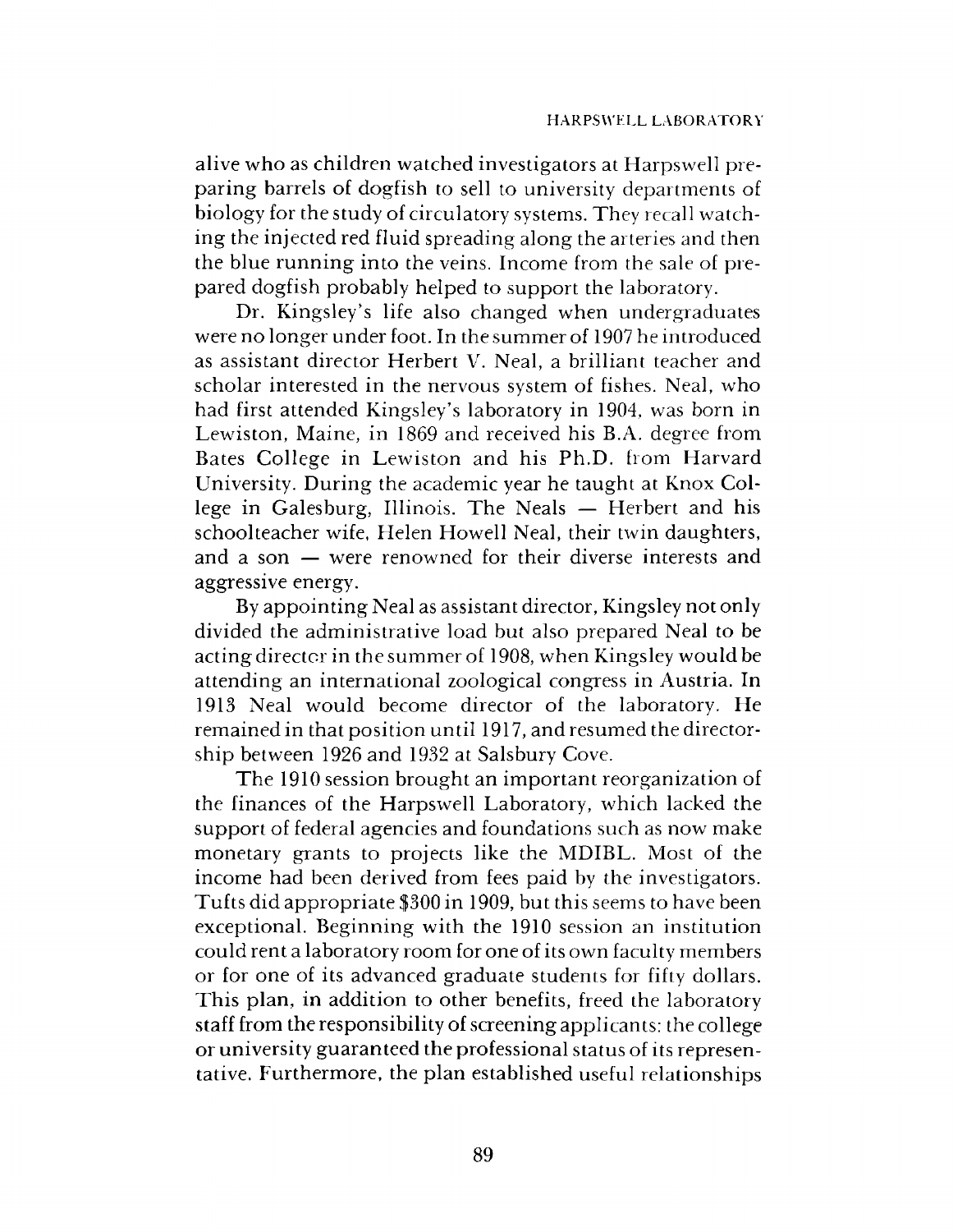alive who as children watched investigators at Harpswell preparing barrels of dogfish to sell to university departments of biology for the study of circulatory systems. They recall watching the injected red fluid spreading along the arteries and then the blue running into the veins. Income from the sale of prepared dogfish probably helped to support the laboratory.

Dr. Kingsley's life also changed when undergraduates were no longer under foot. In the summer of 1907 he introduced as assistant director Herbert V. Neal, a brilliant teacher and scholar interested in the nervous system of fishes. Neal, who had first attended Kingsley's laboratory in 1904, was born in Lewiston, Maine, in 1869 and received his B.A. degree from Bates College in Lewiston and his Ph.D. from Harvard University. During the academic year he taught at Knox College in Galesburg, Illinois. The Neals — Herbert and his schoolteacher wife, Helen Howell Neal, their twin daughters, and a son — were renowned for their diverse interests and aggressive energy.

By appointing Neal as assistant director, Kingsley not only divided the administrative load but also prepared Neal to be acting director in the summer of 1908, when Kingsley would be attending an international zoological congress in Austria. In 1913 Neal would become director of the laboratory. He remained in that position until 1917, and resumed the directorship between 1926 and 1932 at Salsbury Cove.

The 1910 session brought an important reorganization of the finances of the Harpswell Laboratory, which lacked the support of federal agencies and foundations such as now make monetary grants to projects like the MDIBL. Most of the income had been derived from fees paid by the investigators. Tufts did appropriate $300 in 1909, but this seems to have been exceptional. Beginning with the 1910 session an institution could rent a laboratory room for one of its own faculty members or for one of its advanced graduate students for fifty dollars. This plan, in addition to other benefits, freed the laboratory staff from the responsibility of screening applicants: the college or university guaranteed the professional status of its representative. Furthermore, the plan established useful relationships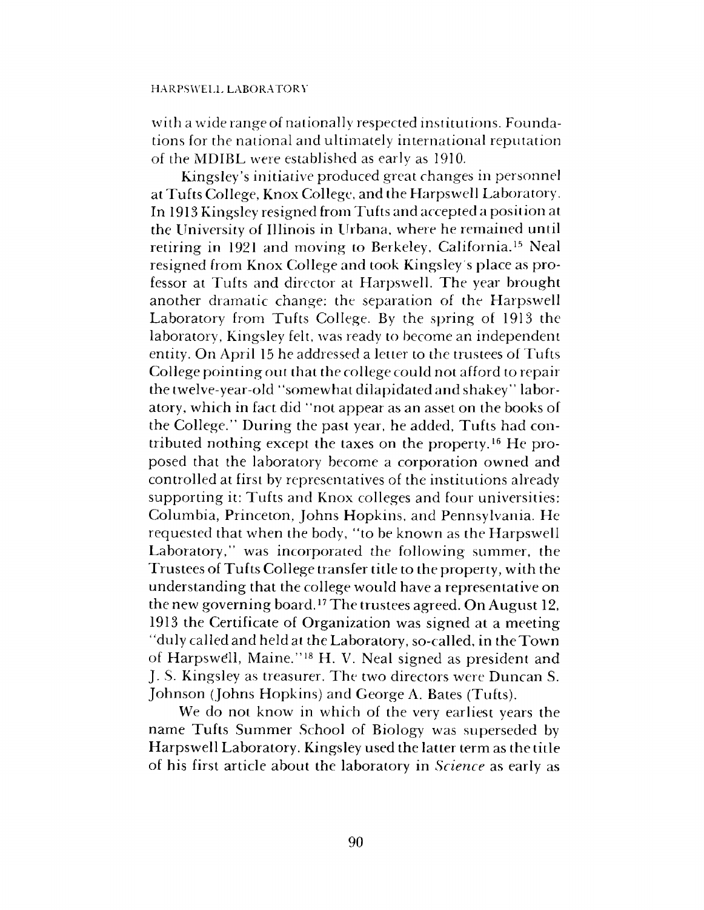with a wide range of nationally respected institutions. Foundations for the national and ultimately international reputation of the MDIBL were established as early as 1910.

Kingsley's initiative produced great changes in personnel at Tufts College, Knox College, and the Harpswell Laboratory. In 1913 Kingsley resigned from Tufts and accepted a position at the University of Illinois in Urbana, where he remained until retiring in 1921 and moving to Berkeley, California.[15] Neal resigned from Knox College and took Kingsley's place as professor at Tufts and director at Harpswell. The year brought another dramatic change: the separation of the Harpswell Laboratory from Tufts College. By the spring of 1913 the laboratory, Kingsley felt, was ready to become an independent entity. On April 15 he addressed a letter to the trustees of Tufts College pointing out that the college could not afford to repair the twelve-year-old "somewhat dilapidated and shakey" laboratory, which in fact did "not appear as an asset on the books of the College." During the past year, he added, Tufts had contributed nothing except the taxes on the property.[16] He proposed that the laboratory become a corporation owned and controlled at first by representatives of the institutions already supporting it: Tufts and Knox colleges and four universities: Columbia, Princeton, Johns Hopkins, and Pennsylvania. He requested that when the body, "to be known as the Harpswell Laboratory," was incorporated the following summer, the Trustees of Tufts College transfer title to the property, with the understanding that the college would have a representative on the new governing board.[17] The trustees agreed. On August 12, 1913 the Certificate of Organization was signed at a meeting "duly called and held at the Laboratory, so-called, in the Town of Harpswell, Maine."[18] H. V. Neal signed as president and J. S. Kingsley as treasurer. The two directors were Duncan S. Johnson (Johns Hopkins) and George A. Bates (Tufts).

We do not know in which of the very earliest years the name Tufts Summer School of Biology was superseded by Harpswell Laboratory. Kingsley used the latter term as the title of his first article about the laboratory in *Science* as early as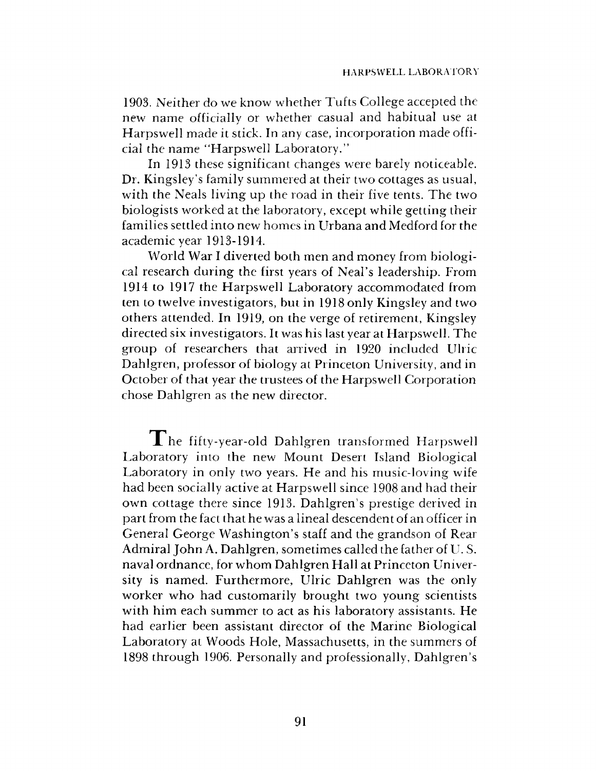1903. Neither do we know whether Tufts College accepted the new name officially or whether casual and habitual use at Harpswell made it stick. In any case, incorporation made official the name "Harpswell Laboratory."

In 1913 these significant changes were barely noticeable. Dr. Kingsley's family summered at their two cottages as usual, with the Neals living up the road in their five tents. The two biologists worked at the laboratory, except while getting their families settled into new homes in Urbana and Medford for the academic year 1913-1914.

World War I diverted both men and money from biological research during the first years of Neal's leadership. From 1914 to 1917 the Harpswell Laboratory accommodated from ten to twelve investigators, but in 1918 only Kingsley and two others attended. In 1919, on the verge of retirement, Kingsley directed six investigators. It was his last year at Harpswell. The group of researchers that arrived in 1920 included Ulric Dahlgren, professor of biology at Princeton University, and in October of that year the trustees of the Harpswell Corporation chose Dahlgren as the new director.

The fifty-year-old Dahlgren transformed Harpswell Laboratory into the new Mount Desert Island Biological Laboratory in only two years. He and his music-loving wife had been socially active at Harpswell since 1908 and had their own cottage there since 1913. Dahlgren's prestige derived in part from the fact that he was a lineal descendent of an officer in General George Washington's staff and the grandson of Rear Admiral John A. Dahlgren, sometimes called the father of U. S. naval ordnance, for whom Dahlgren Hall at Princeton University is named. Furthermore, Ulric Dahlgren was the only worker who had customarily brought two young scientists with him each summer to act as his laboratory assistants. He had earlier been assistant director of the Marine Biological Laboratory at Woods Hole, Massachusetts, in the summers of 1898 through 1906. Personally and professionally, Dahlgren's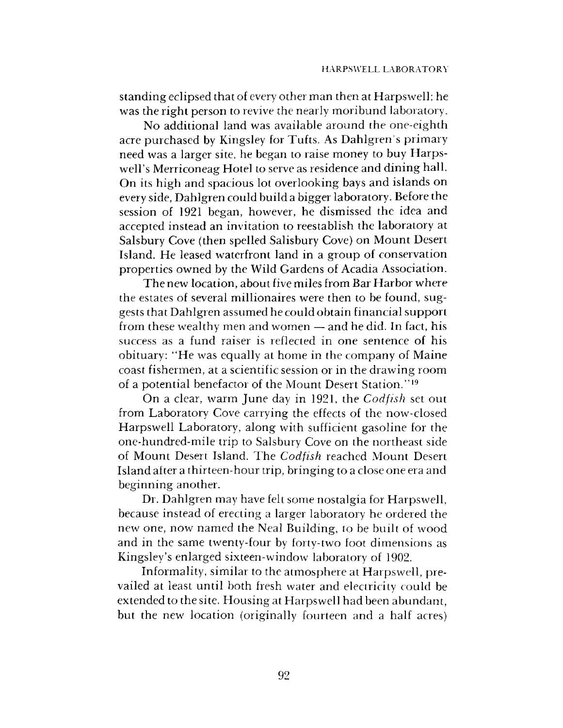standing eclipsed that of every other man then at Harpswell; he was the right person to revive the nearly moribund laboratory.

No additional land was available around the one-eighth acre purchased by Kingsley for Tufts. As Dahlgren's primary need was a larger site, he began to raise money to buy Harpswell's Merriconeag Hotel to serve as residence and dining hall. On its high and spacious lot overlooking bays and islands on every side, Dahlgren could build a bigger laboratory. Before the session of 1921 began, however, he dismissed the idea and accepted instead an invitation to reestablish the laboratory at Salsbury Cove (then spelled Salisbury Cove) on Mount Desert Island. He leased waterfront land in a group of conservation properties owned by the Wild Gardens of Acadia Association.

The new location, about five miles from Bar Harbor where the estates of several millionaires were then to be found, suggests that Dahlgren assumed he could obtain financial support from these wealthy men and women — and he did. In fact, his success as a fund raiser is reflected in one sentence of his obituary: "He was equally at home in the company of Maine coast fishermen, at a scientific session or in the drawing room of a potential benefactor of the Mount Desert Station."[19]

On a clear, warm June day in 1921, the *Codfish* set out from Laboratory Cove carrying the effects of the now-closed Harpswell Laboratory, along with sufficient gasoline for the one-hundred-mile trip to Salsbury Cove on the northeast side of Mount Desert Island. The *Codfish* reached Mount Desert Island after a thirteen-hour trip, bringing to a close one era and beginning another.

Dr. Dahlgren may have felt some nostalgia for Harpswell, because instead of erecting a larger laboratory he ordered the new one, now named the Neal Building, to be built of wood and in the same twenty-four by forty-two foot dimensions as Kingsley's enlarged sixteen-window laboratory of 1902.

Informality, similar to the atmosphere at Harpswell, prevailed at least until both fresh water and electricity could be extended to the site. Housing at Harpswell had been abundant, but the new location (originally fourteen and a half acres)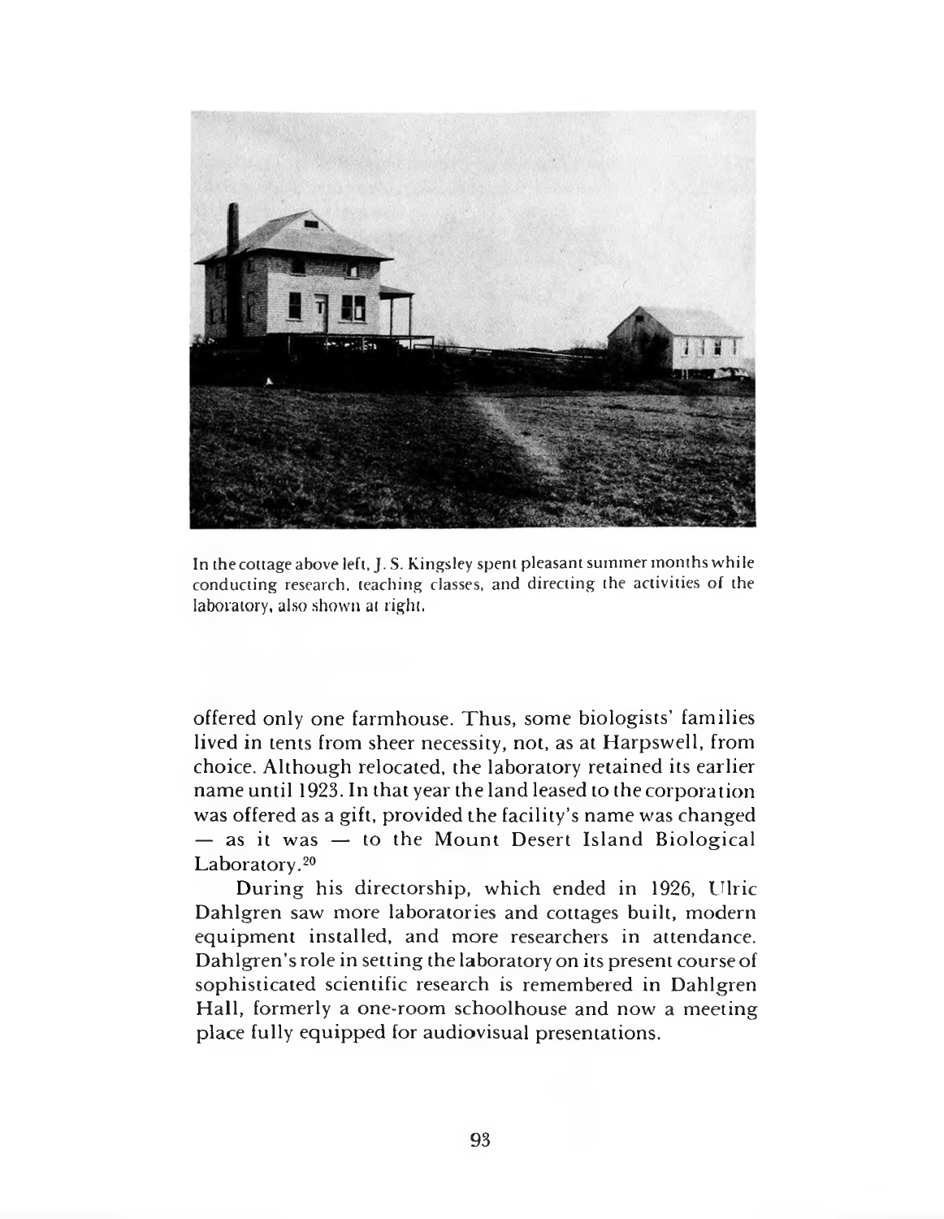In the cottage above left, J. S. Kingsley spent pleasant summer months while conducting research, teaching classes, and directing the activities of the laboratory, also shown at right.

offered only one farmhouse. Thus, some biologists' families lived in tents from sheer necessity, not, as at Harpswell, from choice. Although relocated, the laboratory retained its earlier name until 1923. In that year the land leased to the corporation was offered as a gift, provided the facility's name was changed — as it was — to the Mount Desert Island Biological Laboratory.[20]

During his directorship, which ended in 1926, Ulric Dahlgren saw more laboratories and cottages built, modern equipment installed, and more researchers in attendance. Dahlgren's role in setting the laboratory on its present course of sophisticated scientific research is remembered in Dahlgren Hall, formerly a one-room schoolhouse and now a meeting place fully equipped for audiovisual presentations.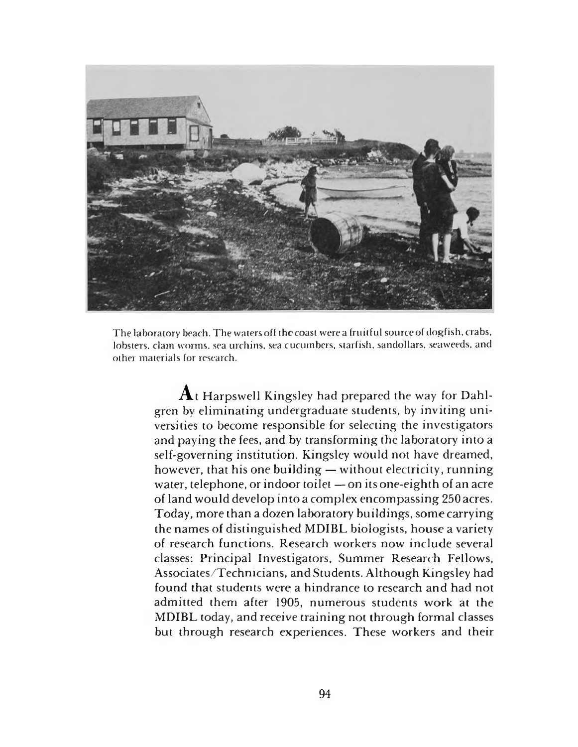The laboratory beach. The waters off the coast were a fruitful source of dogfish, crabs, lobsters, clam worms, sea urchins, sea cucumbers, starfish, sandollars, seaweeds, and other materials for research.

**A**t Harpswell Kingsley had prepared the way for Dahlgren by eliminating undergraduate students, by inviting universities to become responsible for selecting the investigators and paying the fees, and by transforming the laboratory into a self-governing institution. Kingsley would not have dreamed, however, that his one building — without electricity, running water, telephone, or indoor toilet — on its one-eighth of an acre of land would develop into a complex encompassing 250 acres. Today, more than a dozen laboratory buildings, some carrying the names of distinguished MDIBL biologists, house a variety of research functions. Research workers now include several classes: Principal Investigators, Summer Research Fellows, Associates/Technicians, and Students. Although Kingsley had found that students were a hindrance to research and had not admitted them after 1905, numerous students work at the MDIBL today, and receive training not through formal classes but through research experiences. These workers and their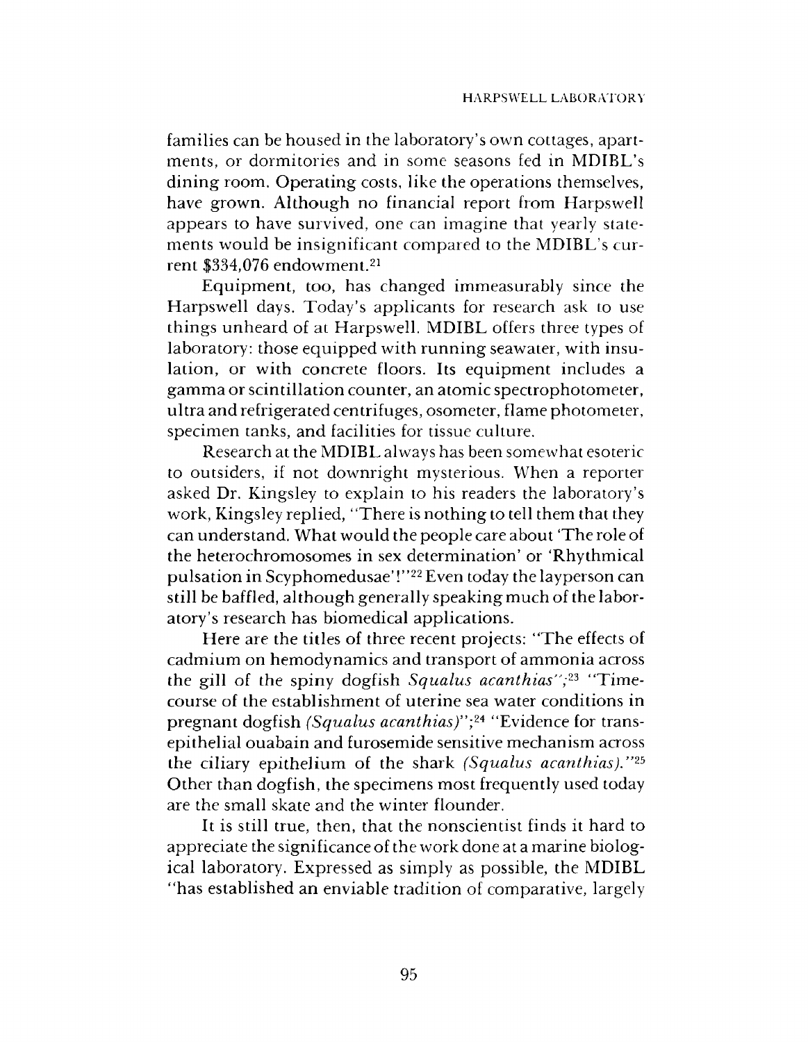families can be housed in the laboratory's own cottages, apartments, or dormitories and in some seasons fed in MDIBL's dining room. Operating costs, like the operations themselves, have grown. Although no financial report from Harpswell appears to have survived, one can imagine that yearly statements would be insignificant compared to the MDIBL's current $334,076 endowment.[21]

Equipment, too, has changed immeasurably since the Harpswell days. Today's applicants for research ask to use things unheard of at Harpswell. MDIBL offers three types of laboratory: those equipped with running seawater, with insulation, or with concrete floors. Its equipment includes a gamma or scintillation counter, an atomic spectrophotometer, ultra and refrigerated centrifuges, osometer, flame photometer, specimen tanks, and facilities for tissue culture.

Research at the MDIBL always has been somewhat esoteric to outsiders, if not downright mysterious. When a reporter asked Dr. Kingsley to explain to his readers the laboratory's work, Kingsley replied, "There is nothing to tell them that they can understand. What would the people care about 'The role of the heterochromosomes in sex determination' or 'Rhythmical pulsation in Scyphomedusae'!"[22] Even today the layperson can still be baffled, although generally speaking much of the laboratory's research has biomedical applications.

Here are the titles of three recent projects: "The effects of cadmium on hemodynamics and transport of ammonia across the gill of the spiny dogfish *Squalus acanthias*";[23] "Time-course of the establishment of uterine sea water conditions in pregnant dogfish *(Squalus acanthias)*";[24] "Evidence for trans-epithelial ouabain and furosemide sensitive mechanism across the ciliary epithelium of the shark *(Squalus acanthias)*."[25] Other than dogfish, the specimens most frequently used today are the small skate and the winter flounder.

It is still true, then, that the nonscientist finds it hard to appreciate the significance of the work done at a marine biological laboratory. Expressed as simply as possible, the MDIBL "has established an enviable tradition of comparative, largely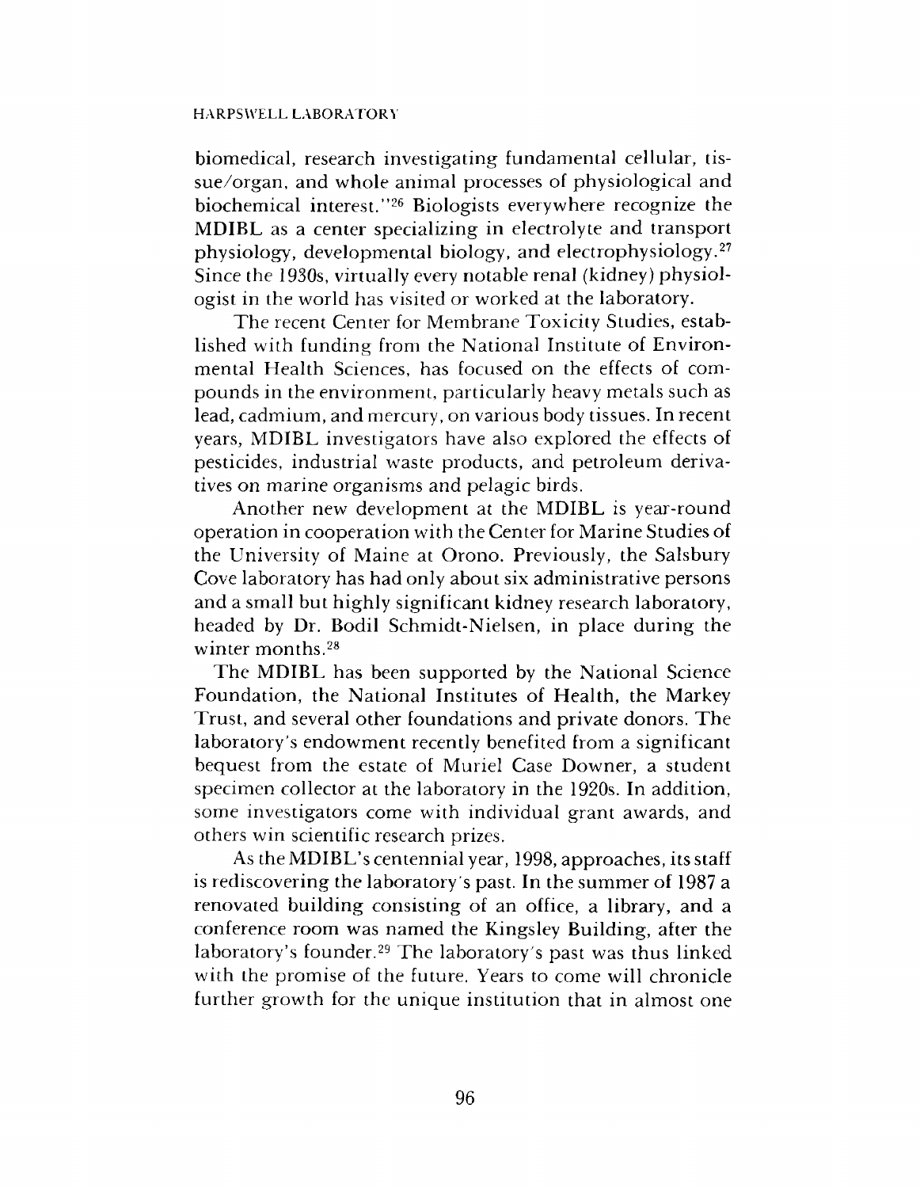biomedical, research investigating fundamental cellular, tissue/organ, and whole animal processes of physiological and biochemical interest."[26] Biologists everywhere recognize the MDIBL as a center specializing in electrolyte and transport physiology, developmental biology, and electrophysiology.[27] Since the 1930s, virtually every notable renal (kidney) physiologist in the world has visited or worked at the laboratory.

The recent Center for Membrane Toxicity Studies, established with funding from the National Institute of Environmental Health Sciences, has focused on the effects of compounds in the environment, particularly heavy metals such as lead, cadmium, and mercury, on various body tissues. In recent years, MDIBL investigators have also explored the effects of pesticides, industrial waste products, and petroleum derivatives on marine organisms and pelagic birds.

Another new development at the MDIBL is year-round operation in cooperation with the Center for Marine Studies of the University of Maine at Orono. Previously, the Salsbury Cove laboratory has had only about six administrative persons and a small but highly significant kidney research laboratory, headed by Dr. Bodil Schmidt-Nielsen, in place during the winter months.[28]

The MDIBL has been supported by the National Science Foundation, the National Institutes of Health, the Markey Trust, and several other foundations and private donors. The laboratory's endowment recently benefited from a significant bequest from the estate of Muriel Case Downer, a student specimen collector at the laboratory in the 1920s. In addition, some investigators come with individual grant awards, and others win scientific research prizes.

As the MDIBL's centennial year, 1998, approaches, its staff is rediscovering the laboratory's past. In the summer of 1987 a renovated building consisting of an office, a library, and a conference room was named the Kingsley Building, after the laboratory's founder.[29] The laboratory's past was thus linked with the promise of the future. Years to come will chronicle further growth for the unique institution that in almost one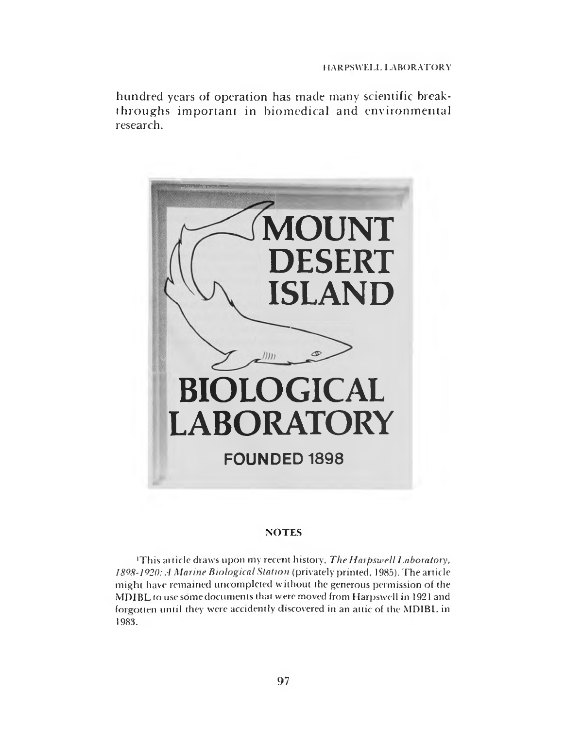hundred years of operation has made many scientific breakthroughs important in biomedical and environmental research.

## NOTES

[1]This article draws upon my recent history, *The Harpswell Laboratory, 1898-1920: A Marine Biological Station* (privately printed, 1985). The article might have remained uncompleted without the generous permission of the MDIBL to use some documents that were moved from Harpswell in 1921 and forgotten until they were accidently discovered in an attic of the MDIBL in 1983.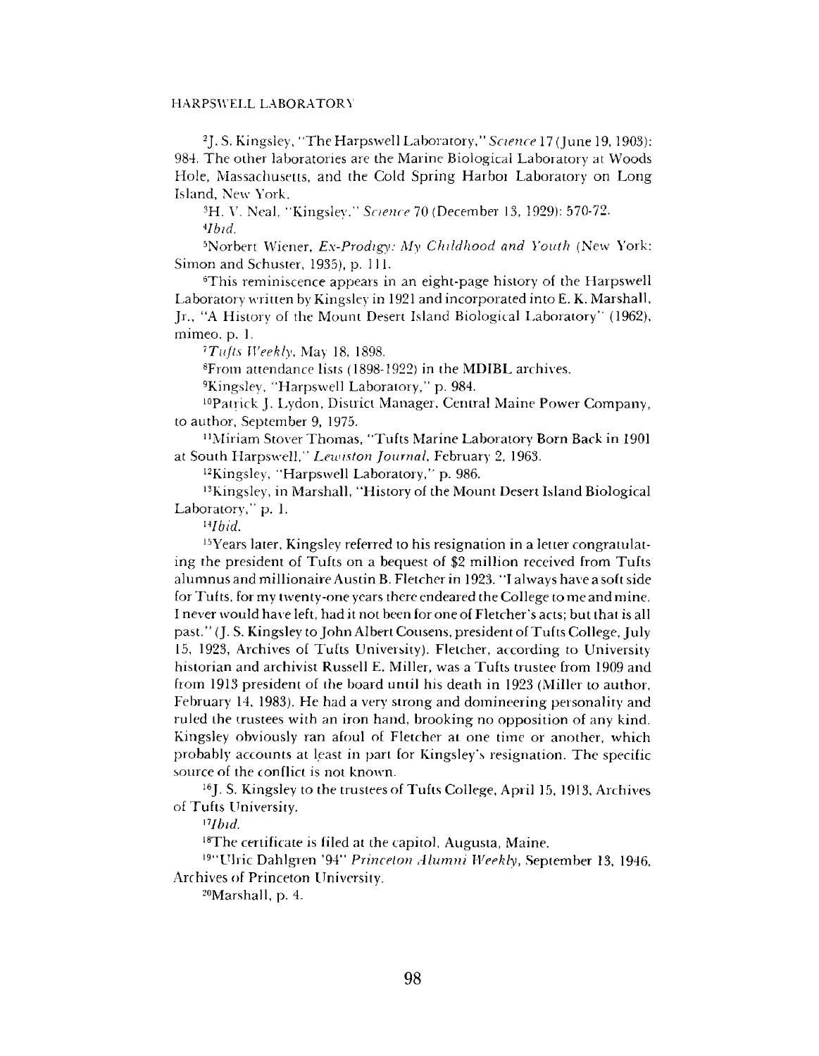[2]J. S. Kingsley, "The Harpswell Laboratory," *Science* 17 (June 19, 1903): 984. The other laboratories are the Marine Biological Laboratory at Woods Hole, Massachusetts, and the Cold Spring Harbor Laboratory on Long Island, New York.

[3]H. V. Neal, "Kingsley," *Science* 70 (December 13, 1929): 570-72.

[4]*Ibid.*

[5]Norbert Wiener, *Ex-Prodigy: My Childhood and Youth* (New York: Simon and Schuster, 1935), p. 111.

[6]This reminiscence appears in an eight-page history of the Harpswell Laboratory written by Kingsley in 1921 and incorporated into E. K. Marshall, Jr., "A History of the Mount Desert Island Biological Laboratory" (1962), mimeo, p. 1.

[7]*Tufts Weekly*, May 18, 1898.

[8]From attendance lists (1898-1922) in the MDIBL archives.

[9]Kingsley, "Harpswell Laboratory," p. 984.

[10]Patrick J. Lydon, District Manager, Central Maine Power Company, to author, September 9, 1975.

[11]Miriam Stover Thomas, "Tufts Marine Laboratory Born Back in 1901 at South Harpswell," *Lewiston Journal*, February 2, 1963.

[12]Kingsley, "Harpswell Laboratory," p. 986.

[13]Kingsley, in Marshall, "History of the Mount Desert Island Biological Laboratory," p. 1.

[14]*Ibid.*

[15]Years later, Kingsley referred to his resignation in a letter congratulating the president of Tufts on a bequest of $2 million received from Tufts alumnus and millionaire Austin B. Fletcher in 1923. "I always have a soft side for Tufts, for my twenty-one years there endeared the College to me and mine. I never would have left, had it not been for one of Fletcher's acts; but that is all past." (J. S. Kingsley to John Albert Cousens, president of Tufts College, July 15, 1923, Archives of Tufts University). Fletcher, according to University historian and archivist Russell E. Miller, was a Tufts trustee from 1909 and from 1913 president of the board until his death in 1923 (Miller to author, February 14, 1983). He had a very strong and domineering personality and ruled the trustees with an iron hand, brooking no opposition of any kind. Kingsley obviously ran afoul of Fletcher at one time or another, which probably accounts at least in part for Kingsley's resignation. The specific source of the conflict is not known.

[16]J. S. Kingsley to the trustees of Tufts College, April 15, 1913, Archives of Tufts University.

[17]*Ibid.*

[18]The certificate is filed at the capitol, Augusta, Maine.

[19]"Ulric Dahlgren '94" *Princeton Alumni Weekly*, September 13, 1946, Archives of Princeton University.

[20]Marshall, p. 4.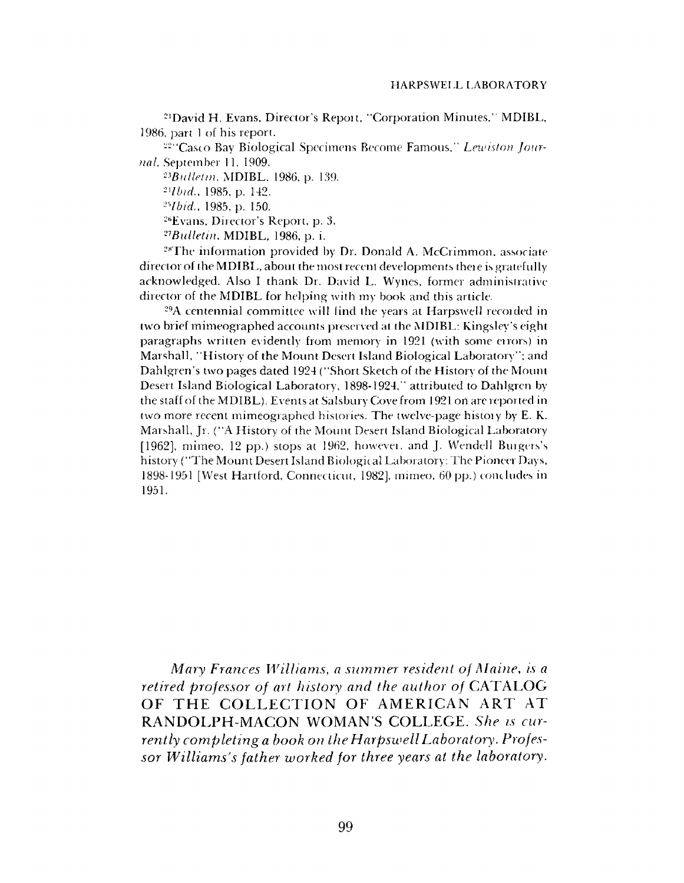[21]David H. Evans, Director's Report, "Corporation Minutes," MDIBL, 1986, part 1 of his report.

[22]"Casco Bay Biological Specimens Become Famous," *Lewiston Journal*, September 11, 1909.

[23]*Bulletin*, MDIBL, 1986, p. 139.

[24]*Ibid.*, 1985, p. 142.

[25]*Ibid.*, 1985, p. 150.

[26]Evans, Director's Report, p. 3.

[27]*Bulletin*, MDIBL, 1986, p. i.

[28]The information provided by Dr. Donald A. McCrimmon, associate director of the MDIBL, about the most recent developments there is gratefully acknowledged. Also I thank Dr. David L. Wynes, former administrative director of the MDIBL for helping with my book and this article.

[29]A centennial committee will find the years at Harpswell recorded in two brief mimeographed accounts preserved at the MDIBL: Kingsley's eight paragraphs written evidently from memory in 1921 (with some errors) in Marshall, "History of the Mount Desert Island Biological Laboratory"; and Dahlgren's two pages dated 1924 ("Short Sketch of the History of the Mount Desert Island Biological Laboratory, 1898-1924," attributed to Dahlgren by the staff of the MDIBL). Events at Salsbury Cove from 1921 on are reported in two more recent mimeographed histories. The twelve-page history by E. K. Marshall, Jr. ("A History of the Mount Desert Island Biological Laboratory [1962], mimeo, 12 pp.) stops at 1962, however, and J. Wendell Burgers's history ("The Mount Desert Island Biological Laboratory: The Pioneer Days, 1898-1951 [West Hartford, Connecticut, 1982], mimeo, 60 pp.) concludes in 1951.

*Mary Frances Williams, a summer resident of Maine, is a retired professor of art history and the author of* CATALOG OF THE COLLECTION OF AMERICAN ART AT RANDOLPH-MACON WOMAN'S COLLEGE. *She is currently completing a book on the Harpswell Laboratory. Professor Williams's father worked for three years at the laboratory.*